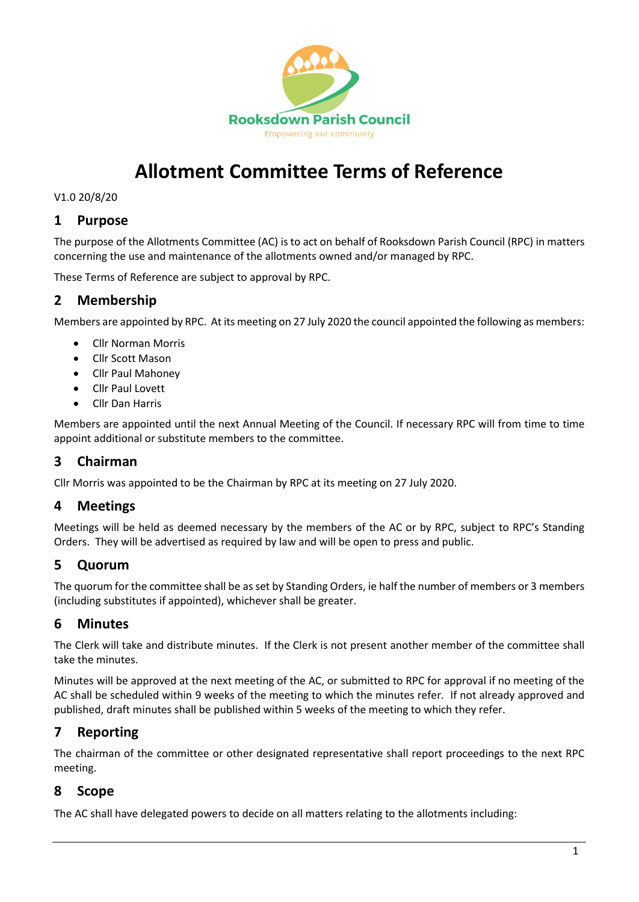Rooksdown Parish Council

Empowering our community

# Allotment Committee Terms of Reference

V1.0 20/8/20

## 1 Purpose

The purpose of the Allotments Committee (AC) is to act on behalf of Rooksdown Parish Council (RPC) in matters concerning the use and maintenance of the allotments owned and/or managed by RPC.

These Terms of Reference are subject to approval by RPC.

## 2 Membership

Members are appointed by RPC. At its meeting on 27 July 2020 the council appointed the following as members:

- Cllr Norman Morris
- Cllr Scott Mason
- Cllr Paul Mahoney
- Cllr Paul Lovett
- Cllr Dan Harris

Members are appointed until the next Annual Meeting of the Council. If necessary RPC will from time to time appoint additional or substitute members to the committee.

## 3 Chairman

Cllr Morris was appointed to be the Chairman by RPC at its meeting on 27 July 2020.

## 4 Meetings

Meetings will be held as deemed necessary by the members of the AC or by RPC, subject to RPC's Standing Orders. They will be advertised as required by law and will be open to press and public.

## 5 Quorum

The quorum for the committee shall be as set by Standing Orders, ie half the number of members or 3 members (including substitutes if appointed), whichever shall be greater.

## 6 Minutes

The Clerk will take and distribute minutes. If the Clerk is not present another member of the committee shall take the minutes.

Minutes will be approved at the next meeting of the AC, or submitted to RPC for approval if no meeting of the AC shall be scheduled within 9 weeks of the meeting to which the minutes refer. If not already approved and published, draft minutes shall be published within 5 weeks of the meeting to which they refer.

## 7 Reporting

The chairman of the committee or other designated representative shall report proceedings to the next RPC meeting.

## 8 Scope

The AC shall have delegated powers to decide on all matters relating to the allotments including: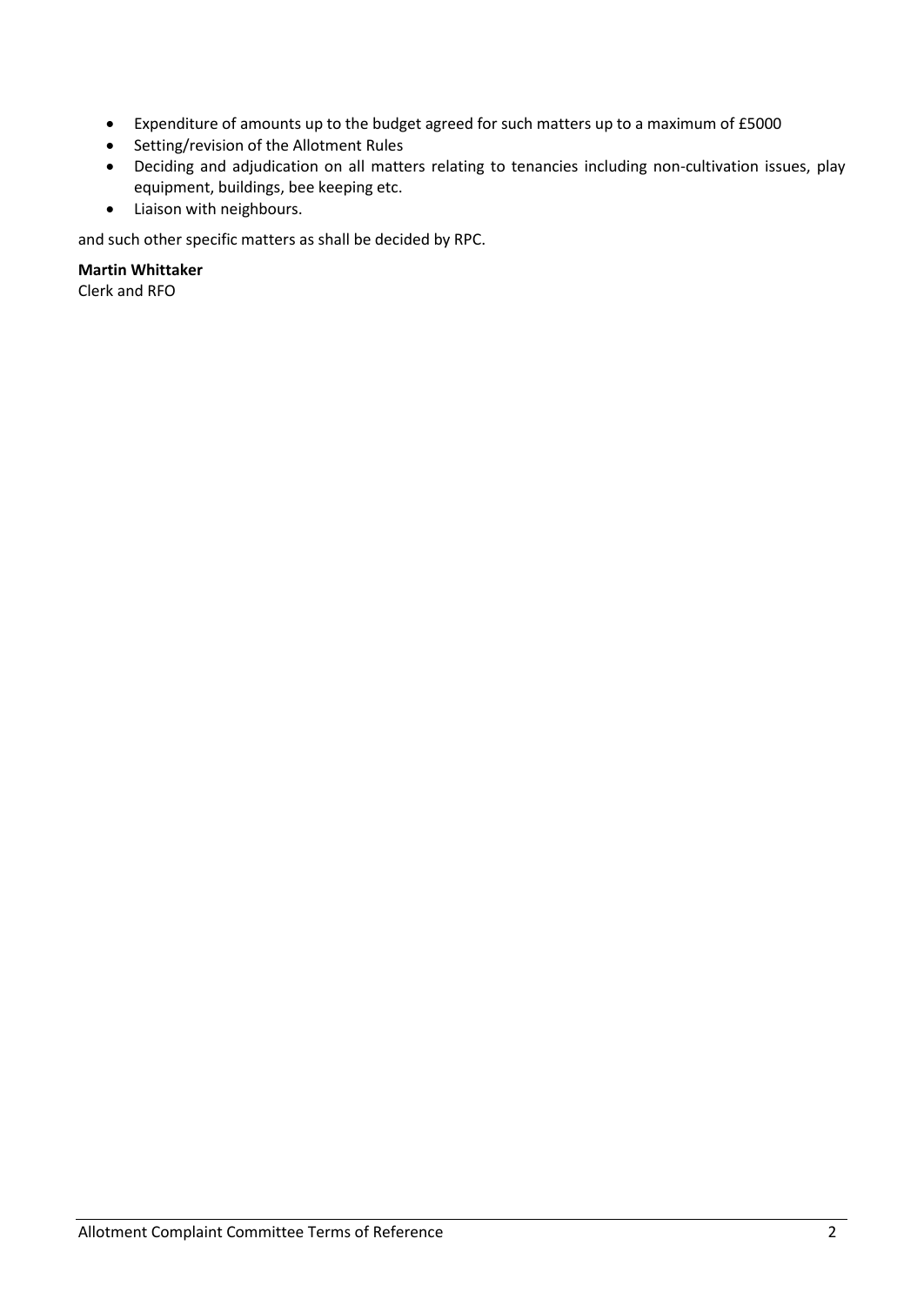- Expenditure of amounts up to the budget agreed for such matters up to a maximum of £5000
- Setting/revision of the Allotment Rules
- Deciding and adjudication on all matters relating to tenancies including non-cultivation issues, play equipment, buildings, bee keeping etc.
- Liaison with neighbours.

and such other specific matters as shall be decided by RPC.

**Martin Whittaker**
Clerk and RFO